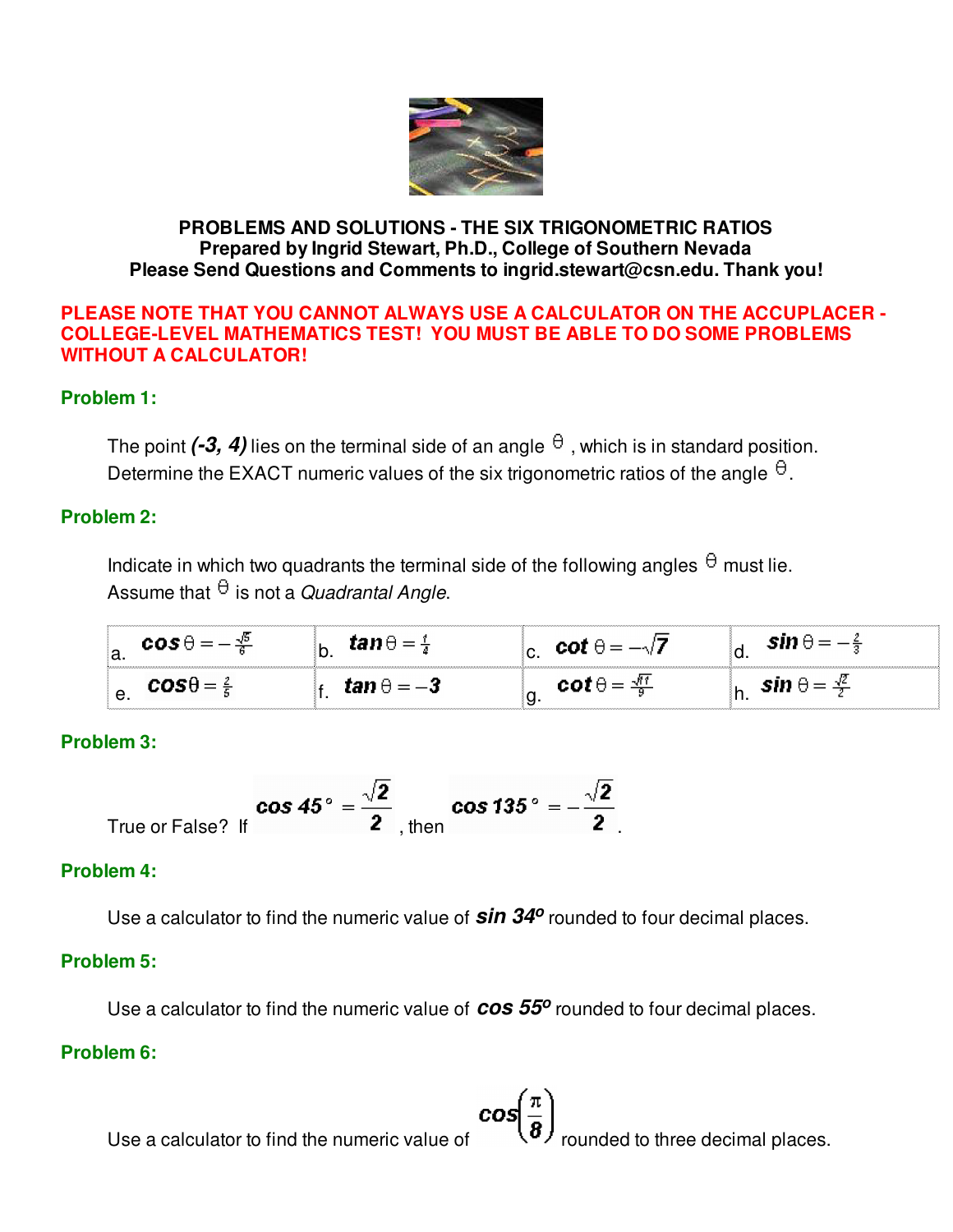**PROBLEMS AND SOLUTIONS - THE SIX TRIGONOMETRIC RATIOS**
**Prepared by Ingrid Stewart, Ph.D., College of Southern Nevada**
**Please Send Questions and Comments to ingrid.stewart@csn.edu. Thank you!**

**PLEASE NOTE THAT YOU CANNOT ALWAYS USE A CALCULATOR ON THE ACCUPLACER - COLLEGE-LEVEL MATHEMATICS TEST! YOU MUST BE ABLE TO DO SOME PROBLEMS WITHOUT A CALCULATOR!**

### Problem 1:

The point ***(-3, 4)*** lies on the terminal side of an angle $\theta$, which is in standard position. Determine the EXACT numeric values of the six trigonometric ratios of the angle $\theta$.

### Problem 2:

Indicate in which two quadrants the terminal side of the following angles $\theta$ must lie. Assume that $\theta$ is not a *Quadrantal Angle*.

| | | | |
|---|---|---|---|
| a. $\cos\theta = -\frac{\sqrt{5}}{6}$ | b. $\tan\theta = \frac{1}{4}$ | c. $\cot\theta = -\sqrt{7}$ | d. $\sin\theta = -\frac{2}{3}$ |
| e. $\cos\theta = \frac{2}{5}$ | f. $\tan\theta = -3$ | g. $\cot\theta = \frac{\sqrt{11}}{9}$ | h. $\sin\theta = \frac{\sqrt{2}}{2}$ |

### Problem 3:

True or False? If $\cos 45^\circ = \frac{\sqrt{2}}{2}$, then $\cos 135^\circ = -\frac{\sqrt{2}}{2}$.

### Problem 4:

Use a calculator to find the numeric value of $\sin 34^o$ rounded to four decimal places.

### Problem 5:

Use a calculator to find the numeric value of $\cos 55^o$ rounded to four decimal places.

### Problem 6:

Use a calculator to find the numeric value of $\cos\left(\frac{\pi}{8}\right)$ rounded to three decimal places.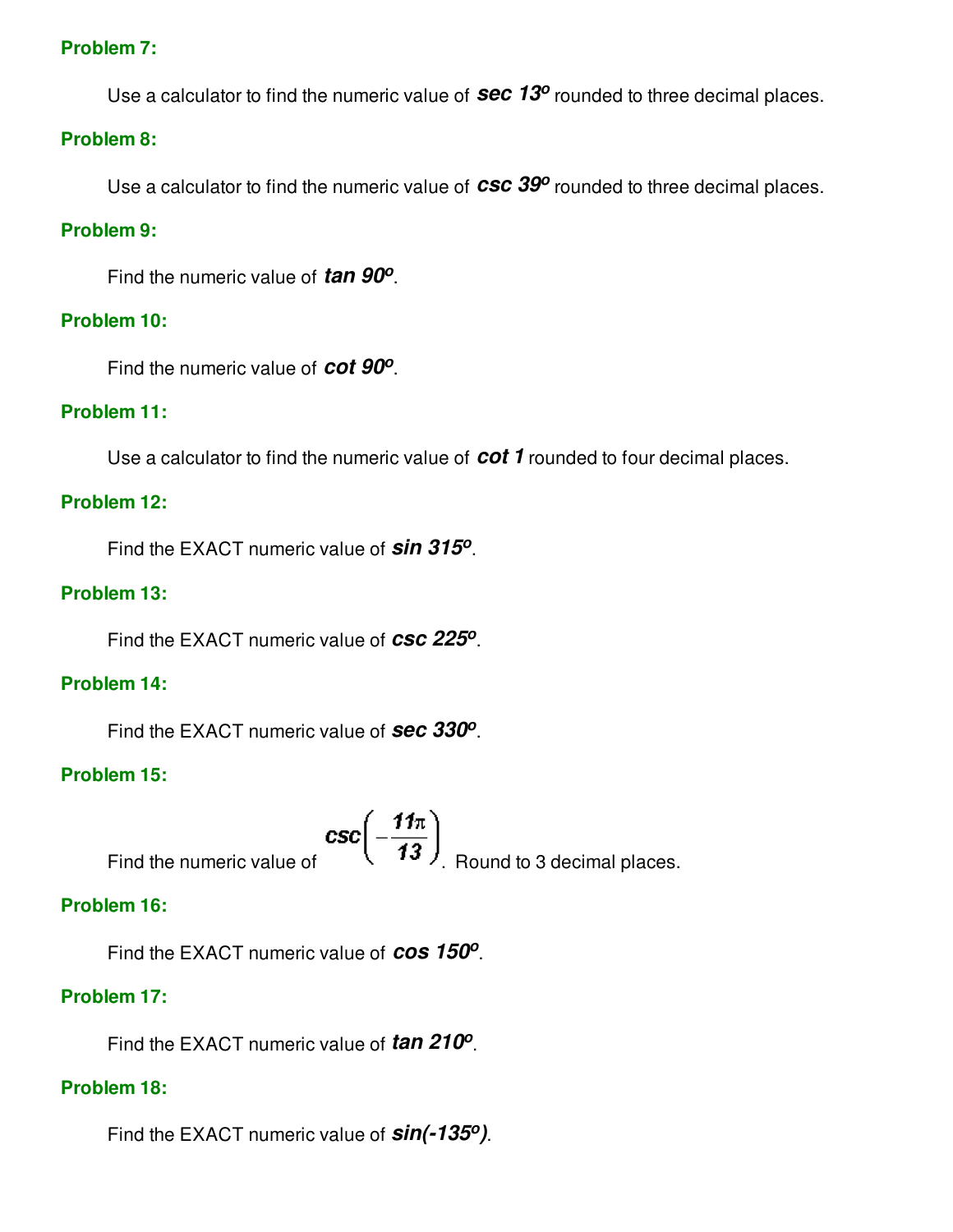**Problem 7:**

Use a calculator to find the numeric value of $\sec 13^o$ rounded to three decimal places.

**Problem 8:**

Use a calculator to find the numeric value of $\csc 39^o$ rounded to three decimal places.

**Problem 9:**

Find the numeric value of $\tan 90^o$.

**Problem 10:**

Find the numeric value of $\cot 90^o$.

**Problem 11:**

Use a calculator to find the numeric value of $\cot 1$ rounded to four decimal places.

**Problem 12:**

Find the EXACT numeric value of $\sin 315^o$.

**Problem 13:**

Find the EXACT numeric value of $\csc 225^o$.

**Problem 14:**

Find the EXACT numeric value of $\sec 330^o$.

**Problem 15:**

Find the numeric value of $\csc\left(-\frac{11\pi}{13}\right)$. Round to 3 decimal places.

**Problem 16:**

Find the EXACT numeric value of $\cos 150^o$.

**Problem 17:**

Find the EXACT numeric value of $\tan 210^o$.

**Problem 18:**

Find the EXACT numeric value of $\sin(-135^o)$.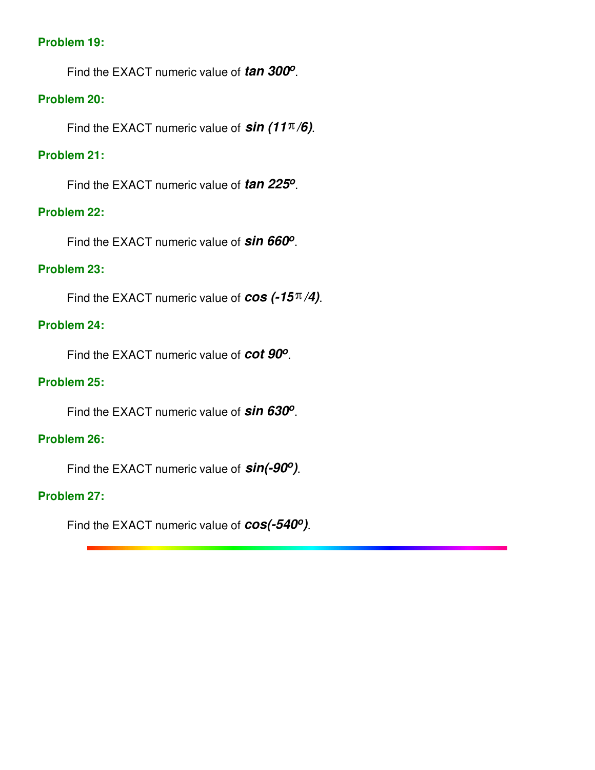**Problem 19:**

Find the EXACT numeric value of $\tan 300^o$.

**Problem 20:**

Find the EXACT numeric value of $\sin (11\pi/6)$.

**Problem 21:**

Find the EXACT numeric value of $\tan 225^o$.

**Problem 22:**

Find the EXACT numeric value of $\sin 660^o$.

**Problem 23:**

Find the EXACT numeric value of $\cos (-15\pi/4)$.

**Problem 24:**

Find the EXACT numeric value of $\cot 90^o$.

**Problem 25:**

Find the EXACT numeric value of $\sin 630^o$.

**Problem 26:**

Find the EXACT numeric value of $\sin(-90^o)$.

**Problem 27:**

Find the EXACT numeric value of $\cos(-540^o)$.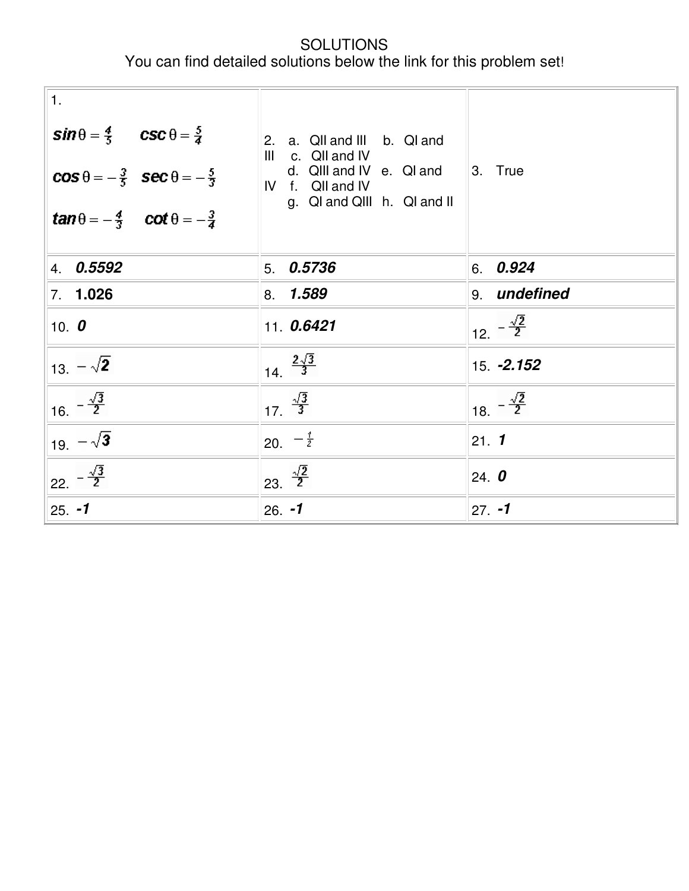# SOLUTIONS

You can find detailed solutions below the link for this problem set!

| | | |
|---|---|---|
| 1. $\sin\theta = \frac{4}{5}$ $\csc\theta = \frac{5}{4}$ $\cos\theta = -\frac{3}{5}$ $\sec\theta = -\frac{5}{3}$ $\tan\theta = -\frac{4}{3}$ $\cot\theta = -\frac{3}{4}$ | 2. a. QII and III b. QI and III c. QII and IV d. QIII and IV e. QI and IV f. QII and IV g. QI and QIII h. QI and II | 3. True |
| 4. ***0.5592*** | 5. ***0.5736*** | 6. ***0.924*** |
| 7. **1.026** | 8. ***1.589*** | 9. ***undefined*** |
| 10. ***0*** | 11. ***0.6421*** | 12. $-\frac{\sqrt{2}}{2}$ |
| 13. $-\sqrt{2}$ | 14. $\frac{2\sqrt{3}}{3}$ | 15. ***-2.152*** |
| 16. $-\frac{\sqrt{3}}{2}$ | 17. $\frac{\sqrt{3}}{3}$ | 18. $-\frac{\sqrt{2}}{2}$ |
| 19. $-\sqrt{3}$ | 20. $-\frac{1}{2}$ | 21. ***1*** |
| 22. $-\frac{\sqrt{3}}{2}$ | 23. $\frac{\sqrt{2}}{2}$ | 24. ***0*** |
| 25. ***-1*** | 26. ***-1*** | 27. ***-1*** |